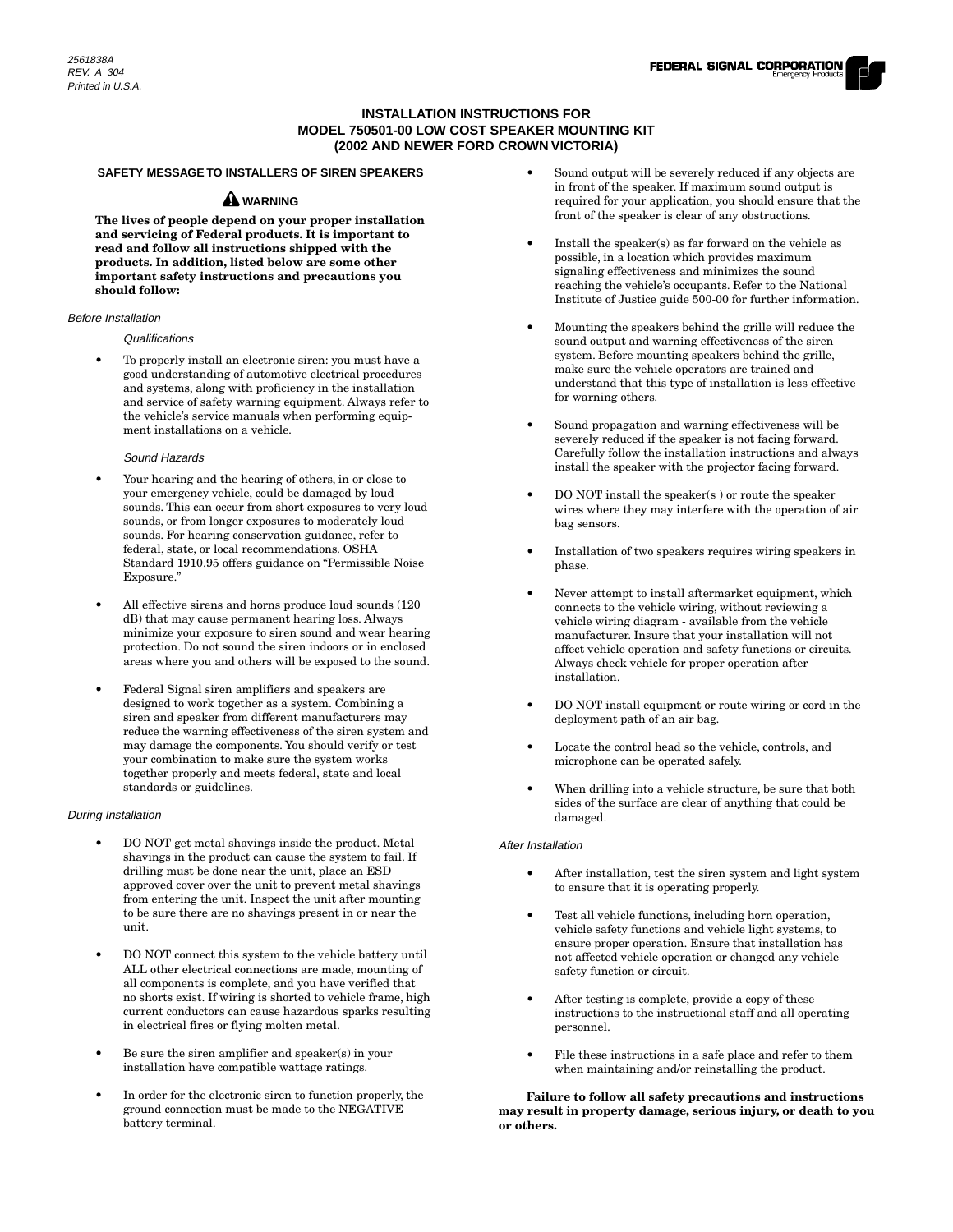2561838A
REV. A 304
Printed in U.S.A.

FEDERAL SIGNAL CORPORATION
Emergency Products

# INSTALLATION INSTRUCTIONS FOR MODEL 750501-00 LOW COST SPEAKER MOUNTING KIT (2002 AND NEWER FORD CROWN VICTORIA)

## SAFETY MESSAGE TO INSTALLERS OF SIREN SPEAKERS

**WARNING**

**The lives of people depend on your proper installation and servicing of Federal products. It is important to read and follow all instructions shipped with the products. In addition, listed below are some other important safety instructions and precautions you should follow:**

*Before Installation*

*Qualifications*

- To properly install an electronic siren: you must have a good understanding of automotive electrical procedures and systems, along with proficiency in the installation and service of safety warning equipment. Always refer to the vehicle's service manuals when performing equipment installations on a vehicle.

*Sound Hazards*

- Your hearing and the hearing of others, in or close to your emergency vehicle, could be damaged by loud sounds. This can occur from short exposures to very loud sounds, or from longer exposures to moderately loud sounds. For hearing conservation guidance, refer to federal, state, or local recommendations. OSHA Standard 1910.95 offers guidance on "Permissible Noise Exposure."
- All effective sirens and horns produce loud sounds (120 dB) that may cause permanent hearing loss. Always minimize your exposure to siren sound and wear hearing protection. Do not sound the siren indoors or in enclosed areas where you and others will be exposed to the sound.
- Federal Signal siren amplifiers and speakers are designed to work together as a system. Combining a siren and speaker from different manufacturers may reduce the warning effectiveness of the siren system and may damage the components. You should verify or test your combination to make sure the system works together properly and meets federal, state and local standards or guidelines.

*During Installation*

- DO NOT get metal shavings inside the product. Metal shavings in the product can cause the system to fail. If drilling must be done near the unit, place an ESD approved cover over the unit to prevent metal shavings from entering the unit. Inspect the unit after mounting to be sure there are no shavings present in or near the unit.
- DO NOT connect this system to the vehicle battery until ALL other electrical connections are made, mounting of all components is complete, and you have verified that no shorts exist. If wiring is shorted to vehicle frame, high current conductors can cause hazardous sparks resulting in electrical fires or flying molten metal.
- Be sure the siren amplifier and speaker(s) in your installation have compatible wattage ratings.
- In order for the electronic siren to function properly, the ground connection must be made to the NEGATIVE battery terminal.
- Sound output will be severely reduced if any objects are in front of the speaker. If maximum sound output is required for your application, you should ensure that the front of the speaker is clear of any obstructions.
- Install the speaker(s) as far forward on the vehicle as possible, in a location which provides maximum signaling effectiveness and minimizes the sound reaching the vehicle's occupants. Refer to the National Institute of Justice guide 500-00 for further information.
- Mounting the speakers behind the grille will reduce the sound output and warning effectiveness of the siren system. Before mounting speakers behind the grille, make sure the vehicle operators are trained and understand that this type of installation is less effective for warning others.
- Sound propagation and warning effectiveness will be severely reduced if the speaker is not facing forward. Carefully follow the installation instructions and always install the speaker with the projector facing forward.
- DO NOT install the speaker(s ) or route the speaker wires where they may interfere with the operation of air bag sensors.
- Installation of two speakers requires wiring speakers in phase.
- Never attempt to install aftermarket equipment, which connects to the vehicle wiring, without reviewing a vehicle wiring diagram - available from the vehicle manufacturer. Insure that your installation will not affect vehicle operation and safety functions or circuits. Always check vehicle for proper operation after installation.
- DO NOT install equipment or route wiring or cord in the deployment path of an air bag.
- Locate the control head so the vehicle, controls, and microphone can be operated safely.
- When drilling into a vehicle structure, be sure that both sides of the surface are clear of anything that could be damaged.

*After Installation*

- After installation, test the siren system and light system to ensure that it is operating properly.
- Test all vehicle functions, including horn operation, vehicle safety functions and vehicle light systems, to ensure proper operation. Ensure that installation has not affected vehicle operation or changed any vehicle safety function or circuit.
- After testing is complete, provide a copy of these instructions to the instructional staff and all operating personnel.
- File these instructions in a safe place and refer to them when maintaining and/or reinstalling the product.

**Failure to follow all safety precautions and instructions may result in property damage, serious injury, or death to you or others.**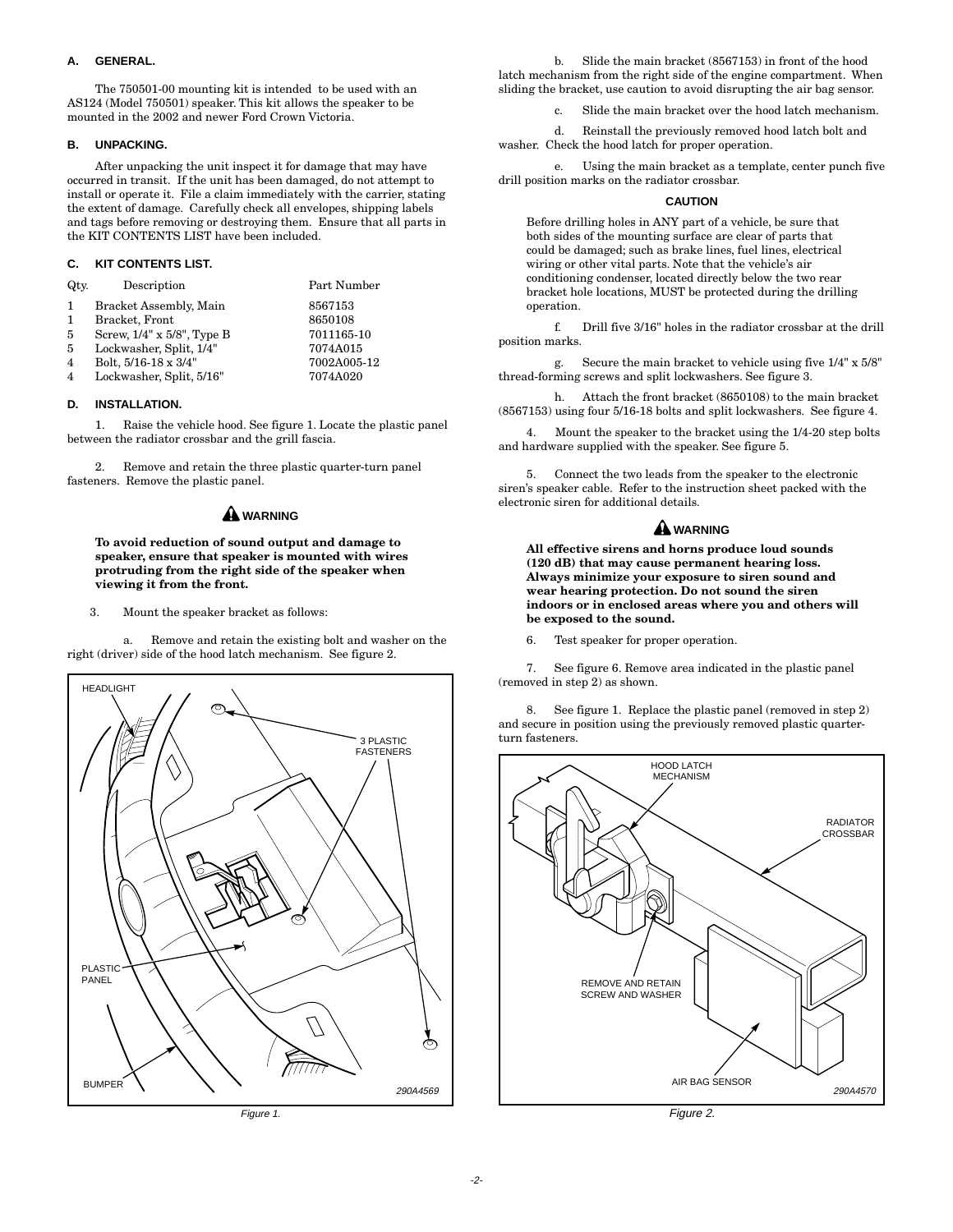### A. GENERAL.

The 750501-00 mounting kit is intended to be used with an AS124 (Model 750501) speaker. This kit allows the speaker to be mounted in the 2002 and newer Ford Crown Victoria.

### B. UNPACKING.

After unpacking the unit inspect it for damage that may have occurred in transit. If the unit has been damaged, do not attempt to install or operate it. File a claim immediately with the carrier, stating the extent of damage. Carefully check all envelopes, shipping labels and tags before removing or destroying them. Ensure that all parts in the KIT CONTENTS LIST have been included.

### C. KIT CONTENTS LIST.

| Qty. | Description | Part Number |
|---|---|---|
| 1 | Bracket Assembly, Main | 8567153 |
| 1 | Bracket, Front | 8650108 |
| 5 | Screw, 1/4" x 5/8", Type B | 7011165-10 |
| 5 | Lockwasher, Split, 1/4" | 7074A015 |
| 4 | Bolt, 5/16-18 x 3/4" | 7002A005-12 |
| 4 | Lockwasher, Split, 5/16" | 7074A020 |

### D. INSTALLATION.

1. Raise the vehicle hood. See figure 1. Locate the plastic panel between the radiator crossbar and the grill fascia.

2. Remove and retain the three plastic quarter-turn panel fasteners. Remove the plastic panel.

**WARNING**

**To avoid reduction of sound output and damage to speaker, ensure that speaker is mounted with wires protruding from the right side of the speaker when viewing it from the front.**

3. Mount the speaker bracket as follows:

a. Remove and retain the existing bolt and washer on the right (driver) side of the hood latch mechanism. See figure 2.

Figure 1.

b. Slide the main bracket (8567153) in front of the hood latch mechanism from the right side of the engine compartment. When sliding the bracket, use caution to avoid disrupting the air bag sensor.

c. Slide the main bracket over the hood latch mechanism.

d. Reinstall the previously removed hood latch bolt and washer. Check the hood latch for proper operation.

e. Using the main bracket as a template, center punch five drill position marks on the radiator crossbar.

**CAUTION**

Before drilling holes in ANY part of a vehicle, be sure that both sides of the mounting surface are clear of parts that could be damaged; such as brake lines, fuel lines, electrical wiring or other vital parts. Note that the vehicle's air conditioning condenser, located directly below the two rear bracket hole locations, MUST be protected during the drilling operation.

f. Drill five 3/16" holes in the radiator crossbar at the drill position marks.

g. Secure the main bracket to vehicle using five 1/4" x 5/8" thread-forming screws and split lockwashers. See figure 3.

h. Attach the front bracket (8650108) to the main bracket (8567153) using four 5/16-18 bolts and split lockwashers. See figure 4.

4. Mount the speaker to the bracket using the 1/4-20 step bolts and hardware supplied with the speaker. See figure 5.

5. Connect the two leads from the speaker to the electronic siren's speaker cable. Refer to the instruction sheet packed with the electronic siren for additional details.

**WARNING**

**All effective sirens and horns produce loud sounds (120 dB) that may cause permanent hearing loss. Always minimize your exposure to siren sound and wear hearing protection. Do not sound the siren indoors or in enclosed areas where you and others will be exposed to the sound.**

6. Test speaker for proper operation.

7. See figure 6. Remove area indicated in the plastic panel (removed in step 2) as shown.

8. See figure 1. Replace the plastic panel (removed in step 2) and secure in position using the previously removed plastic quarter-turn fasteners.

Figure 2.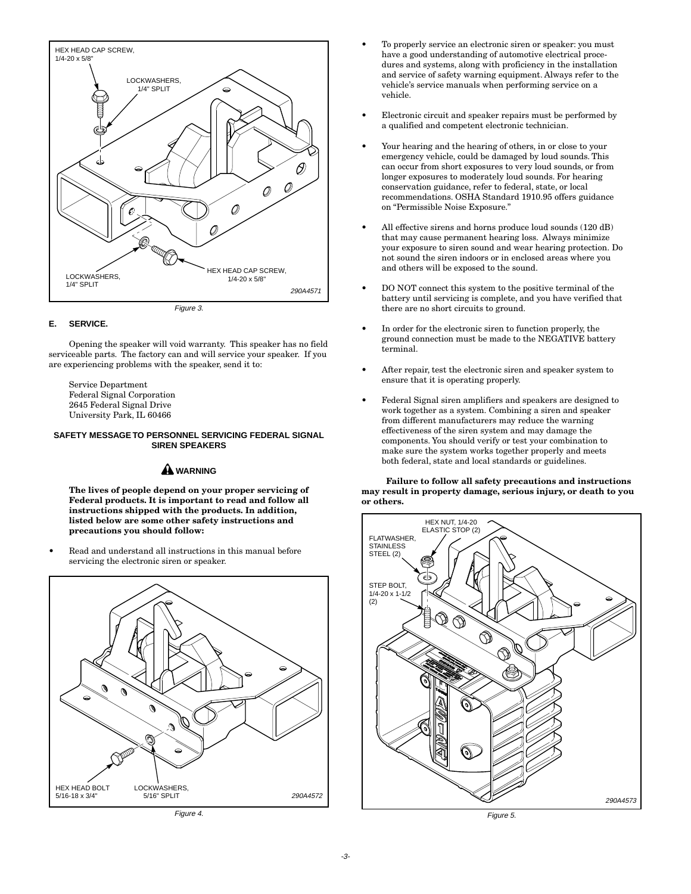HEX HEAD CAP SCREW, 1/4-20 x 5/8"

LOCKWASHERS, 1/4" SPLIT

LOCKWASHERS, 1/4" SPLIT

HEX HEAD CAP SCREW, 1/4-20 x 5/8"

290A4571

*Figure 3.*

### E. SERVICE.

Opening the speaker will void warranty. This speaker has no field serviceable parts. The factory can and will service your speaker. If you are experiencing problems with the speaker, send it to:

Service Department
Federal Signal Corporation
2645 Federal Signal Drive
University Park, IL 60466

#### SAFETY MESSAGE TO PERSONNEL SERVICING FEDERAL SIGNAL SIREN SPEAKERS

**⚠ WARNING**

**The lives of people depend on your proper servicing of Federal products. It is important to read and follow all instructions shipped with the products. In addition, listed below are some other safety instructions and precautions you should follow:**

- Read and understand all instructions in this manual before servicing the electronic siren or speaker.

HEX HEAD BOLT 5/16-18 x 3/4"

LOCKWASHERS, 5/16" SPLIT

290A4572

*Figure 4.*

- To properly service an electronic siren or speaker: you must have a good understanding of automotive electrical procedures and systems, along with proficiency in the installation and service of safety warning equipment. Always refer to the vehicle's service manuals when performing service on a vehicle.
- Electronic circuit and speaker repairs must be performed by a qualified and competent electronic technician.
- Your hearing and the hearing of others, in or close to your emergency vehicle, could be damaged by loud sounds. This can occur from short exposures to very loud sounds, or from longer exposures to moderately loud sounds. For hearing conservation guidance, refer to federal, state, or local recommendations. OSHA Standard 1910.95 offers guidance on "Permissible Noise Exposure."
- All effective sirens and horns produce loud sounds (120 dB) that may cause permanent hearing loss. Always minimize your exposure to siren sound and wear hearing protection. Do not sound the siren indoors or in enclosed areas where you and others will be exposed to the sound.
- DO NOT connect this system to the positive terminal of the battery until servicing is complete, and you have verified that there are no short circuits to ground.
- In order for the electronic siren to function properly, the ground connection must be made to the NEGATIVE battery terminal.
- After repair, test the electronic siren and speaker system to ensure that it is operating properly.
- Federal Signal siren amplifiers and speakers are designed to work together as a system. Combining a siren and speaker from different manufacturers may reduce the warning effectiveness of the siren system and may damage the components. You should verify or test your combination to make sure the system works together properly and meets both federal, state and local standards or guidelines.

**Failure to follow all safety precautions and instructions may result in property damage, serious injury, or death to you or others.**

HEX NUT, 1/4-20 ELASTIC STOP (2)

FLATWASHER, STAINLESS STEEL (2)

STEP BOLT, 1/4-20 x 1-1/2 (2)

290A4573

*Figure 5.*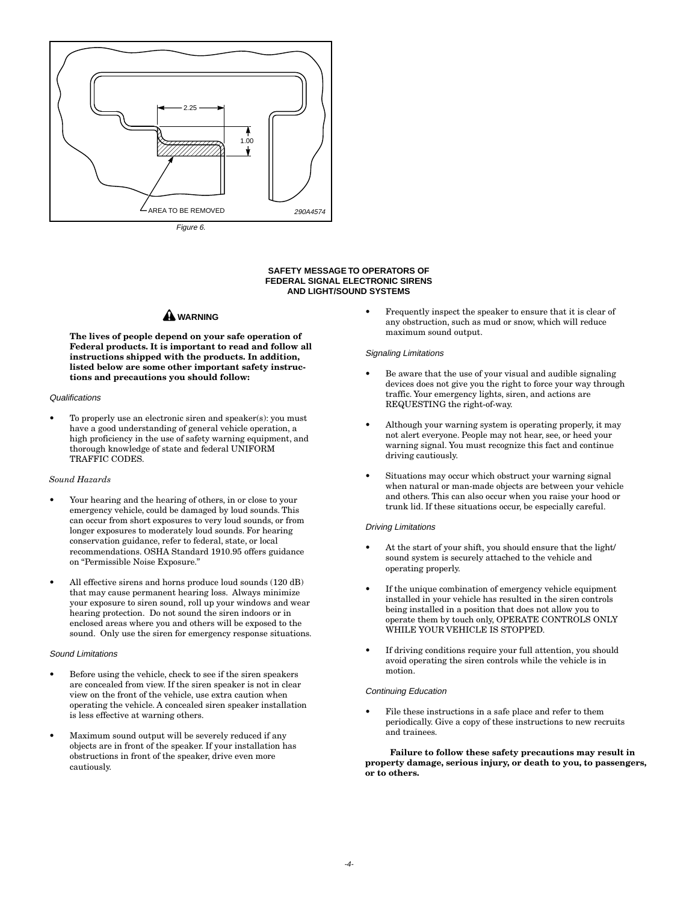2.25

1.00

AREA TO BE REMOVED

290A4574

*Figure 6.*

**SAFETY MESSAGE TO OPERATORS OF FEDERAL SIGNAL ELECTRONIC SIRENS AND LIGHT/SOUND SYSTEMS**

**⚠ WARNING**

**The lives of people depend on your safe operation of Federal products. It is important to read and follow all instructions shipped with the products. In addition, listed below are some other important safety instructions and precautions you should follow:**

*Qualifications*

- To properly use an electronic siren and speaker(s): you must have a good understanding of general vehicle operation, a high proficiency in the use of safety warning equipment, and thorough knowledge of state and federal UNIFORM TRAFFIC CODES.

*Sound Hazards*

- Your hearing and the hearing of others, in or close to your emergency vehicle, could be damaged by loud sounds. This can occur from short exposures to very loud sounds, or from longer exposures to moderately loud sounds. For hearing conservation guidance, refer to federal, state, or local recommendations. OSHA Standard 1910.95 offers guidance on "Permissible Noise Exposure."
- All effective sirens and horns produce loud sounds (120 dB) that may cause permanent hearing loss. Always minimize your exposure to siren sound, roll up your windows and wear hearing protection. Do not sound the siren indoors or in enclosed areas where you and others will be exposed to the sound. Only use the siren for emergency response situations.

*Sound Limitations*

- Before using the vehicle, check to see if the siren speakers are concealed from view. If the siren speaker is not in clear view on the front of the vehicle, use extra caution when operating the vehicle. A concealed siren speaker installation is less effective at warning others.
- Maximum sound output will be severely reduced if any objects are in front of the speaker. If your installation has obstructions in front of the speaker, drive even more cautiously.
- Frequently inspect the speaker to ensure that it is clear of any obstruction, such as mud or snow, which will reduce maximum sound output.

*Signaling Limitations*

- Be aware that the use of your visual and audible signaling devices does not give you the right to force your way through traffic. Your emergency lights, siren, and actions are REQUESTING the right-of-way.
- Although your warning system is operating properly, it may not alert everyone. People may not hear, see, or heed your warning signal. You must recognize this fact and continue driving cautiously.
- Situations may occur which obstruct your warning signal when natural or man-made objects are between your vehicle and others. This can also occur when you raise your hood or trunk lid. If these situations occur, be especially careful.

*Driving Limitations*

- At the start of your shift, you should ensure that the light/sound system is securely attached to the vehicle and operating properly.
- If the unique combination of emergency vehicle equipment installed in your vehicle has resulted in the siren controls being installed in a position that does not allow you to operate them by touch only, OPERATE CONTROLS ONLY WHILE YOUR VEHICLE IS STOPPED.
- If driving conditions require your full attention, you should avoid operating the siren controls while the vehicle is in motion.

*Continuing Education*

- File these instructions in a safe place and refer to them periodically. Give a copy of these instructions to new recruits and trainees.

**Failure to follow these safety precautions may result in property damage, serious injury, or death to you, to passengers, or to others.**